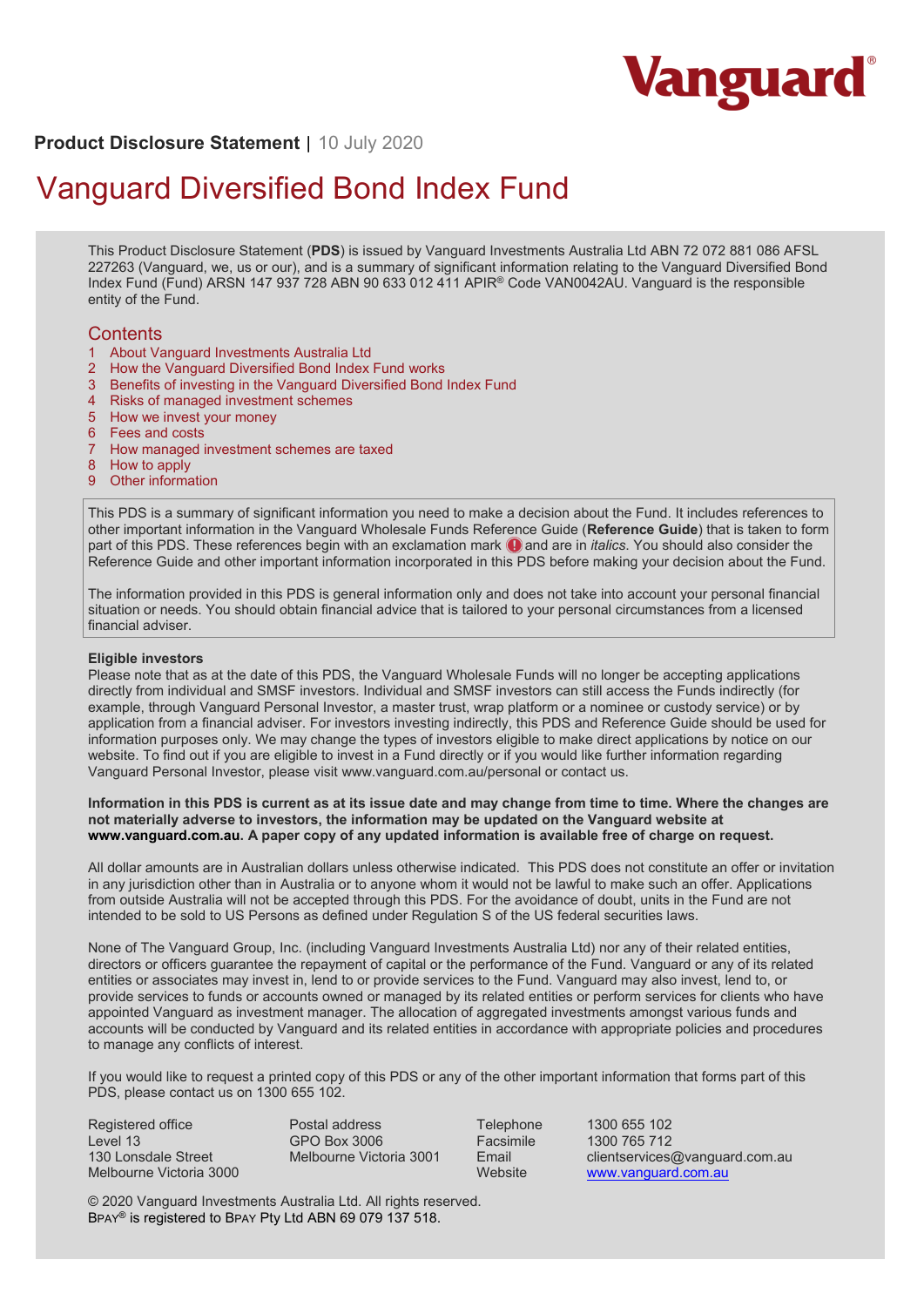Vanguard

**Product Disclosure Statement** | 10 July 2020

# Vanguard Diversified Bond Index Fund

This Product Disclosure Statement (**PDS**) is issued by Vanguard Investments Australia Ltd ABN 72 072 881 086 AFSL 227263 (Vanguard, we, us or our), and is a summary of significant information relating to the Vanguard Diversified Bond Index Fund (Fund) ARSN 147 937 728 ABN 90 633 012 411 APIR® Code VAN0042AU. Vanguard is the responsible entity of the Fund.

## Contents

1 About Vanguard Investments Australia Ltd
2 How the Vanguard Diversified Bond Index Fund works
3 Benefits of investing in the Vanguard Diversified Bond Index Fund
4 Risks of managed investment schemes
5 How we invest your money
6 Fees and costs
7 How managed investment schemes are taxed
8 How to apply
9 Other information

This PDS is a summary of significant information you need to make a decision about the Fund. It includes references to other important information in the Vanguard Wholesale Funds Reference Guide (**Reference Guide**) that is taken to form part of this PDS. These references begin with an exclamation mark ! and are in *italics*. You should also consider the Reference Guide and other important information incorporated in this PDS before making your decision about the Fund.

The information provided in this PDS is general information only and does not take into account your personal financial situation or needs. You should obtain financial advice that is tailored to your personal circumstances from a licensed financial adviser.

**Eligible investors**
Please note that as at the date of this PDS, the Vanguard Wholesale Funds will no longer be accepting applications directly from individual and SMSF investors. Individual and SMSF investors can still access the Funds indirectly (for example, through Vanguard Personal Investor, a master trust, wrap platform or a nominee or custody service) or by application from a financial adviser. For investors investing indirectly, this PDS and Reference Guide should be used for information purposes only. We may change the types of investors eligible to make direct applications by notice on our website. To find out if you are eligible to invest in a Fund directly or if you would like further information regarding Vanguard Personal Investor, please visit www.vanguard.com.au/personal or contact us.

**Information in this PDS is current as at its issue date and may change from time to time. Where the changes are not materially adverse to investors, the information may be updated on the Vanguard website at www.vanguard.com.au. A paper copy of any updated information is available free of charge on request.**

All dollar amounts are in Australian dollars unless otherwise indicated. This PDS does not constitute an offer or invitation in any jurisdiction other than in Australia or to anyone whom it would not be lawful to make such an offer. Applications from outside Australia will not be accepted through this PDS. For the avoidance of doubt, units in the Fund are not intended to be sold to US Persons as defined under Regulation S of the US federal securities laws.

None of The Vanguard Group, Inc. (including Vanguard Investments Australia Ltd) nor any of their related entities, directors or officers guarantee the repayment of capital or the performance of the Fund. Vanguard or any of its related entities or associates may invest in, lend to or provide services to the Fund. Vanguard may also invest, lend to, or provide services to funds or accounts owned or managed by its related entities or perform services for clients who have appointed Vanguard as investment manager. The allocation of aggregated investments amongst various funds and accounts will be conducted by Vanguard and its related entities in accordance with appropriate policies and procedures to manage any conflicts of interest.

If you would like to request a printed copy of this PDS or any of the other important information that forms part of this PDS, please contact us on 1300 655 102.

Registered office
Level 13
130 Lonsdale Street
Melbourne Victoria 3000

Postal address
GPO Box 3006
Melbourne Victoria 3001

| | |
|---|---|
| Telephone | 1300 655 102 |
| Facsimile | 1300 765 712 |
| Email | clientservices@vanguard.com.au |
| Website | www.vanguard.com.au |

© 2020 Vanguard Investments Australia Ltd. All rights reserved.
BPAY® is registered to BPAY Pty Ltd ABN 69 079 137 518.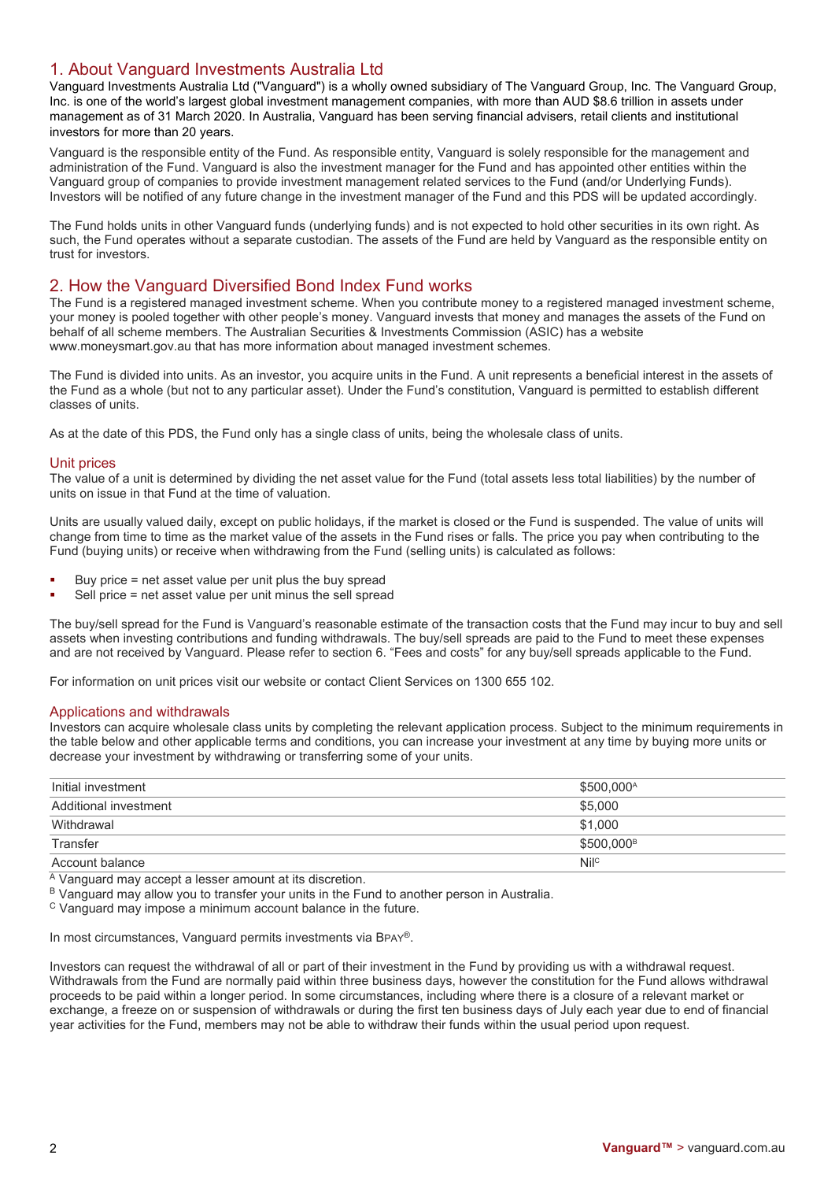## 1. About Vanguard Investments Australia Ltd

Vanguard Investments Australia Ltd ("Vanguard") is a wholly owned subsidiary of The Vanguard Group, Inc. The Vanguard Group, Inc. is one of the world's largest global investment management companies, with more than AUD $8.6 trillion in assets under management as of 31 March 2020. In Australia, Vanguard has been serving financial advisers, retail clients and institutional investors for more than 20 years.

Vanguard is the responsible entity of the Fund. As responsible entity, Vanguard is solely responsible for the management and administration of the Fund. Vanguard is also the investment manager for the Fund and has appointed other entities within the Vanguard group of companies to provide investment management related services to the Fund (and/or Underlying Funds). Investors will be notified of any future change in the investment manager of the Fund and this PDS will be updated accordingly.

The Fund holds units in other Vanguard funds (underlying funds) and is not expected to hold other securities in its own right. As such, the Fund operates without a separate custodian. The assets of the Fund are held by Vanguard as the responsible entity on trust for investors.

## 2. How the Vanguard Diversified Bond Index Fund works

The Fund is a registered managed investment scheme. When you contribute money to a registered managed investment scheme, your money is pooled together with other people's money. Vanguard invests that money and manages the assets of the Fund on behalf of all scheme members. The Australian Securities & Investments Commission (ASIC) has a website www.moneysmart.gov.au that has more information about managed investment schemes.

The Fund is divided into units. As an investor, you acquire units in the Fund. A unit represents a beneficial interest in the assets of the Fund as a whole (but not to any particular asset). Under the Fund's constitution, Vanguard is permitted to establish different classes of units.

As at the date of this PDS, the Fund only has a single class of units, being the wholesale class of units.

### Unit prices

The value of a unit is determined by dividing the net asset value for the Fund (total assets less total liabilities) by the number of units on issue in that Fund at the time of valuation.

Units are usually valued daily, except on public holidays, if the market is closed or the Fund is suspended. The value of units will change from time to time as the market value of the assets in the Fund rises or falls. The price you pay when contributing to the Fund (buying units) or receive when withdrawing from the Fund (selling units) is calculated as follows:

- Buy price = net asset value per unit plus the buy spread
- Sell price = net asset value per unit minus the sell spread

The buy/sell spread for the Fund is Vanguard's reasonable estimate of the transaction costs that the Fund may incur to buy and sell assets when investing contributions and funding withdrawals. The buy/sell spreads are paid to the Fund to meet these expenses and are not received by Vanguard. Please refer to section 6. "Fees and costs" for any buy/sell spreads applicable to the Fund.

For information on unit prices visit our website or contact Client Services on 1300 655 102.

### Applications and withdrawals

Investors can acquire wholesale class units by completing the relevant application process. Subject to the minimum requirements in the table below and other applicable terms and conditions, you can increase your investment at any time by buying more units or decrease your investment by withdrawing or transferring some of your units.

| | |
|---|---|
| Initial investment | $500,000[A] |
| Additional investment | $5,000 |
| Withdrawal | $1,000 |
| Transfer | $500,000[B] |
| Account balance | Nil[C] |

[A] Vanguard may accept a lesser amount at its discretion.
[B] Vanguard may allow you to transfer your units in the Fund to another person in Australia.
[C] Vanguard may impose a minimum account balance in the future.

In most circumstances, Vanguard permits investments via BPAY®.

Investors can request the withdrawal of all or part of their investment in the Fund by providing us with a withdrawal request. Withdrawals from the Fund are normally paid within three business days, however the constitution for the Fund allows withdrawal proceeds to be paid within a longer period. In some circumstances, including where there is a closure of a relevant market or exchange, a freeze on or suspension of withdrawals or during the first ten business days of July each year due to end of financial year activities for the Fund, members may not be able to withdraw their funds within the usual period upon request.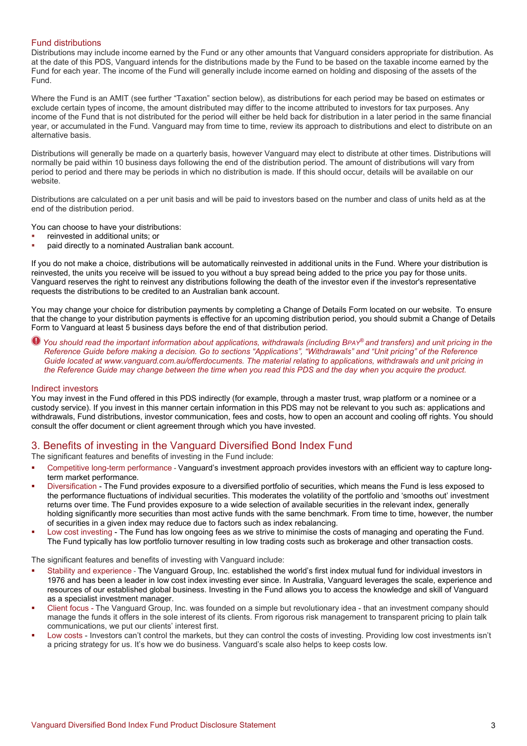### Fund distributions

Distributions may include income earned by the Fund or any other amounts that Vanguard considers appropriate for distribution. As at the date of this PDS, Vanguard intends for the distributions made by the Fund to be based on the taxable income earned by the Fund for each year. The income of the Fund will generally include income earned on holding and disposing of the assets of the Fund.

Where the Fund is an AMIT (see further "Taxation" section below), as distributions for each period may be based on estimates or exclude certain types of income, the amount distributed may differ to the income attributed to investors for tax purposes. Any income of the Fund that is not distributed for the period will either be held back for distribution in a later period in the same financial year, or accumulated in the Fund. Vanguard may from time to time, review its approach to distributions and elect to distribute on an alternative basis.

Distributions will generally be made on a quarterly basis, however Vanguard may elect to distribute at other times. Distributions will normally be paid within 10 business days following the end of the distribution period. The amount of distributions will vary from period to period and there may be periods in which no distribution is made. If this should occur, details will be available on our website.

Distributions are calculated on a per unit basis and will be paid to investors based on the number and class of units held as at the end of the distribution period.

You can choose to have your distributions:

- reinvested in additional units; or
- paid directly to a nominated Australian bank account.

If you do not make a choice, distributions will be automatically reinvested in additional units in the Fund. Where your distribution is reinvested, the units you receive will be issued to you without a buy spread being added to the price you pay for those units. Vanguard reserves the right to reinvest any distributions following the death of the investor even if the investor's representative requests the distributions to be credited to an Australian bank account.

You may change your choice for distribution payments by completing a Change of Details Form located on our website. To ensure that the change to your distribution payments is effective for an upcoming distribution period, you should submit a Change of Details Form to Vanguard at least 5 business days before the end of that distribution period.

*You should read the important information about applications, withdrawals (including BPAY® and transfers) and unit pricing in the Reference Guide before making a decision. Go to sections "Applications", "Withdrawals" and "Unit pricing" of the Reference Guide located at www.vanguard.com.au/offerdocuments. The material relating to applications, withdrawals and unit pricing in the Reference Guide may change between the time when you read this PDS and the day when you acquire the product.*

### Indirect investors

You may invest in the Fund offered in this PDS indirectly (for example, through a master trust, wrap platform or a nominee or a custody service). If you invest in this manner certain information in this PDS may not be relevant to you such as: applications and withdrawals, Fund distributions, investor communication, fees and costs, how to open an account and cooling off rights. You should consult the offer document or client agreement through which you have invested.

## 3. Benefits of investing in the Vanguard Diversified Bond Index Fund

The significant features and benefits of investing in the Fund include:

- Competitive long-term performance - Vanguard's investment approach provides investors with an efficient way to capture long-term market performance.
- Diversification - The Fund provides exposure to a diversified portfolio of securities, which means the Fund is less exposed to the performance fluctuations of individual securities. This moderates the volatility of the portfolio and 'smooths out' investment returns over time. The Fund provides exposure to a wide selection of available securities in the relevant index, generally holding significantly more securities than most active funds with the same benchmark. From time to time, however, the number of securities in a given index may reduce due to factors such as index rebalancing.
- Low cost investing - The Fund has low ongoing fees as we strive to minimise the costs of managing and operating the Fund. The Fund typically has low portfolio turnover resulting in low trading costs such as brokerage and other transaction costs.

The significant features and benefits of investing with Vanguard include:

- Stability and experience - The Vanguard Group, Inc. established the world's first index mutual fund for individual investors in 1976 and has been a leader in low cost index investing ever since. In Australia, Vanguard leverages the scale, experience and resources of our established global business. Investing in the Fund allows you to access the knowledge and skill of Vanguard as a specialist investment manager.
- Client focus - The Vanguard Group, Inc. was founded on a simple but revolutionary idea - that an investment company should manage the funds it offers in the sole interest of its clients. From rigorous risk management to transparent pricing to plain talk communications, we put our clients' interest first.
- Low costs - Investors can't control the markets, but they can control the costs of investing. Providing low cost investments isn't a pricing strategy for us. It's how we do business. Vanguard's scale also helps to keep costs low.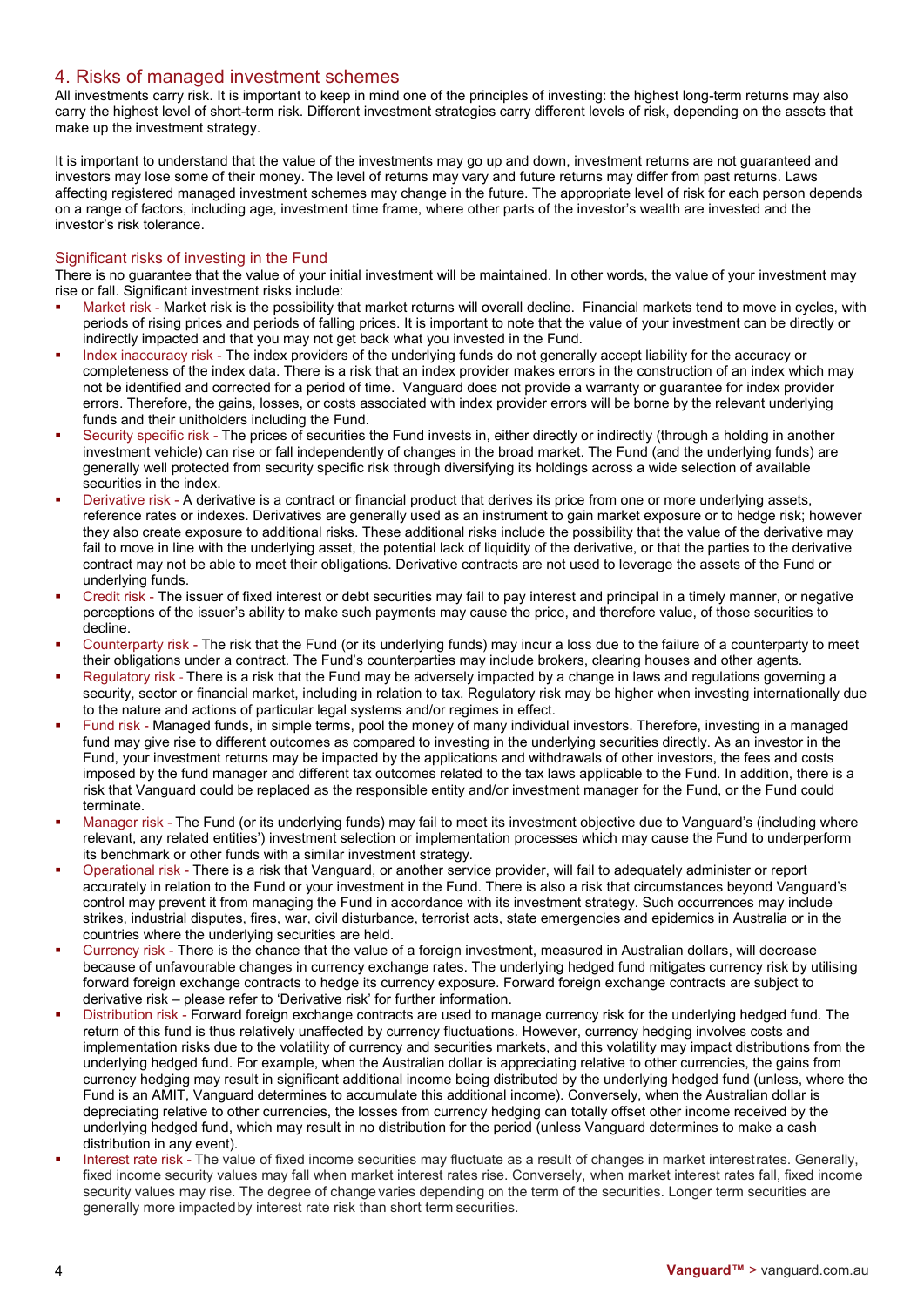## 4. Risks of managed investment schemes

All investments carry risk. It is important to keep in mind one of the principles of investing: the highest long-term returns may also carry the highest level of short-term risk. Different investment strategies carry different levels of risk, depending on the assets that make up the investment strategy.

It is important to understand that the value of the investments may go up and down, investment returns are not guaranteed and investors may lose some of their money. The level of returns may vary and future returns may differ from past returns. Laws affecting registered managed investment schemes may change in the future. The appropriate level of risk for each person depends on a range of factors, including age, investment time frame, where other parts of the investor's wealth are invested and the investor's risk tolerance.

### Significant risks of investing in the Fund

There is no guarantee that the value of your initial investment will be maintained. In other words, the value of your investment may rise or fall. Significant investment risks include:

- Market risk - Market risk is the possibility that market returns will overall decline. Financial markets tend to move in cycles, with periods of rising prices and periods of falling prices. It is important to note that the value of your investment can be directly or indirectly impacted and that you may not get back what you invested in the Fund.
- Index inaccuracy risk - The index providers of the underlying funds do not generally accept liability for the accuracy or completeness of the index data. There is a risk that an index provider makes errors in the construction of an index which may not be identified and corrected for a period of time. Vanguard does not provide a warranty or guarantee for index provider errors. Therefore, the gains, losses, or costs associated with index provider errors will be borne by the relevant underlying funds and their unitholders including the Fund.
- Security specific risk - The prices of securities the Fund invests in, either directly or indirectly (through a holding in another investment vehicle) can rise or fall independently of changes in the broad market. The Fund (and the underlying funds) are generally well protected from security specific risk through diversifying its holdings across a wide selection of available securities in the index.
- Derivative risk - A derivative is a contract or financial product that derives its price from one or more underlying assets, reference rates or indexes. Derivatives are generally used as an instrument to gain market exposure or to hedge risk; however they also create exposure to additional risks. These additional risks include the possibility that the value of the derivative may fail to move in line with the underlying asset, the potential lack of liquidity of the derivative, or that the parties to the derivative contract may not be able to meet their obligations. Derivative contracts are not used to leverage the assets of the Fund or underlying funds.
- Credit risk - The issuer of fixed interest or debt securities may fail to pay interest and principal in a timely manner, or negative perceptions of the issuer's ability to make such payments may cause the price, and therefore value, of those securities to decline.
- Counterparty risk - The risk that the Fund (or its underlying funds) may incur a loss due to the failure of a counterparty to meet their obligations under a contract. The Fund's counterparties may include brokers, clearing houses and other agents.
- Regulatory risk - There is a risk that the Fund may be adversely impacted by a change in laws and regulations governing a security, sector or financial market, including in relation to tax. Regulatory risk may be higher when investing internationally due to the nature and actions of particular legal systems and/or regimes in effect.
- Fund risk - Managed funds, in simple terms, pool the money of many individual investors. Therefore, investing in a managed fund may give rise to different outcomes as compared to investing in the underlying securities directly. As an investor in the Fund, your investment returns may be impacted by the applications and withdrawals of other investors, the fees and costs imposed by the fund manager and different tax outcomes related to the tax laws applicable to the Fund. In addition, there is a risk that Vanguard could be replaced as the responsible entity and/or investment manager for the Fund, or the Fund could terminate.
- Manager risk - The Fund (or its underlying funds) may fail to meet its investment objective due to Vanguard's (including where relevant, any related entities') investment selection or implementation processes which may cause the Fund to underperform its benchmark or other funds with a similar investment strategy.
- Operational risk - There is a risk that Vanguard, or another service provider, will fail to adequately administer or report accurately in relation to the Fund or your investment in the Fund. There is also a risk that circumstances beyond Vanguard's control may prevent it from managing the Fund in accordance with its investment strategy. Such occurrences may include strikes, industrial disputes, fires, war, civil disturbance, terrorist acts, state emergencies and epidemics in Australia or in the countries where the underlying securities are held.
- Currency risk - There is the chance that the value of a foreign investment, measured in Australian dollars, will decrease because of unfavourable changes in currency exchange rates. The underlying hedged fund mitigates currency risk by utilising forward foreign exchange contracts to hedge its currency exposure. Forward foreign exchange contracts are subject to derivative risk – please refer to 'Derivative risk' for further information.
- Distribution risk - Forward foreign exchange contracts are used to manage currency risk for the underlying hedged fund. The return of this fund is thus relatively unaffected by currency fluctuations. However, currency hedging involves costs and implementation risks due to the volatility of currency and securities markets, and this volatility may impact distributions from the underlying hedged fund. For example, when the Australian dollar is appreciating relative to other currencies, the gains from currency hedging may result in significant additional income being distributed by the underlying hedged fund (unless, where the Fund is an AMIT, Vanguard determines to accumulate this additional income). Conversely, when the Australian dollar is depreciating relative to other currencies, the losses from currency hedging can totally offset other income received by the underlying hedged fund, which may result in no distribution for the period (unless Vanguard determines to make a cash distribution in any event).
- Interest rate risk - The value of fixed income securities may fluctuate as a result of changes in market interest rates. Generally, fixed income security values may fall when market interest rates rise. Conversely, when market interest rates fall, fixed income security values may rise. The degree of change varies depending on the term of the securities. Longer term securities are generally more impacted by interest rate risk than short term securities.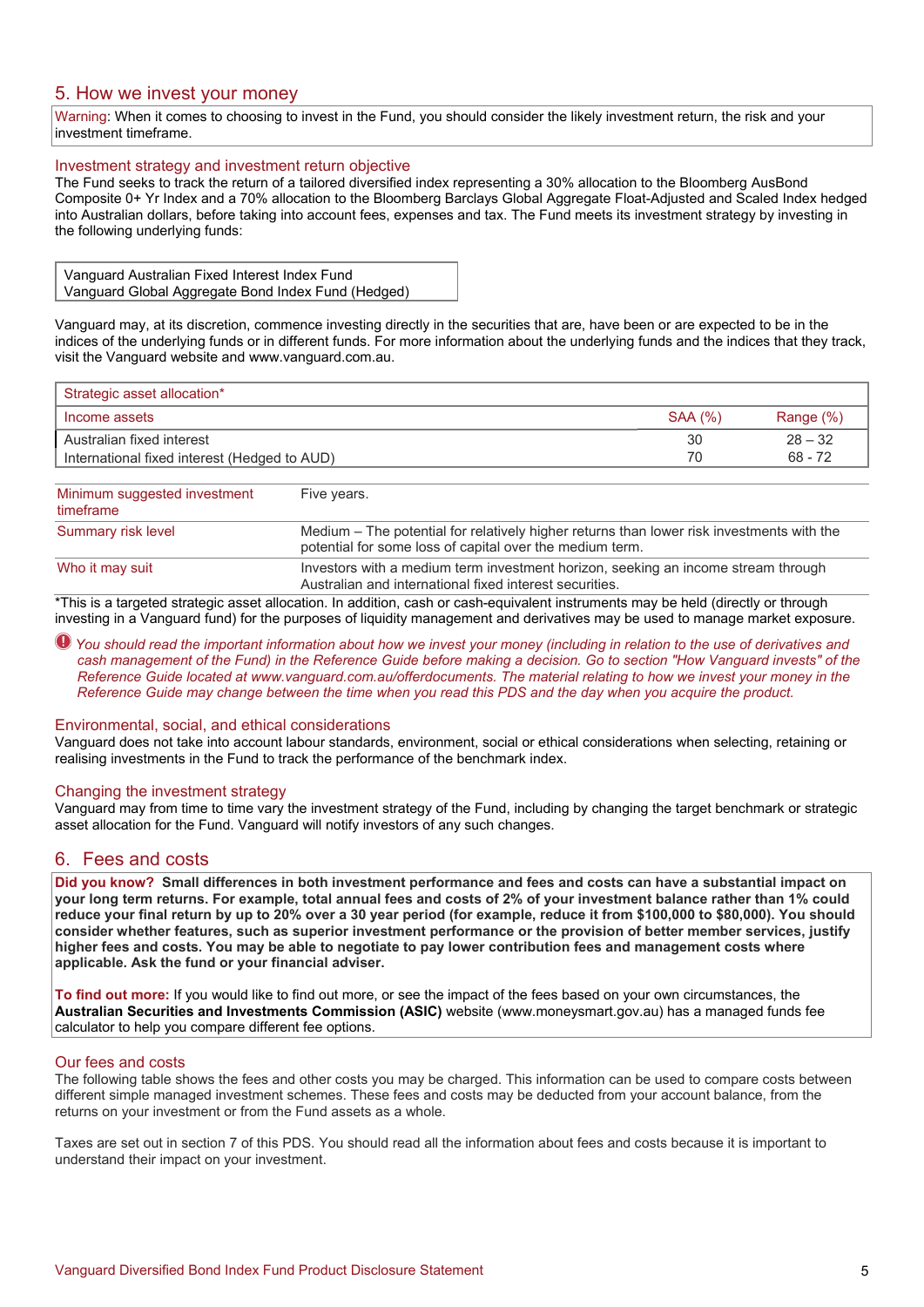## 5. How we invest your money

Warning: When it comes to choosing to invest in the Fund, you should consider the likely investment return, the risk and your investment timeframe.

### Investment strategy and investment return objective

The Fund seeks to track the return of a tailored diversified index representing a 30% allocation to the Bloomberg AusBond Composite 0+ Yr Index and a 70% allocation to the Bloomberg Barclays Global Aggregate Float-Adjusted and Scaled Index hedged into Australian dollars, before taking into account fees, expenses and tax. The Fund meets its investment strategy by investing in the following underlying funds:

Vanguard Australian Fixed Interest Index Fund
Vanguard Global Aggregate Bond Index Fund (Hedged)

Vanguard may, at its discretion, commence investing directly in the securities that are, have been or are expected to be in the indices of the underlying funds or in different funds. For more information about the underlying funds and the indices that they track, visit the Vanguard website and www.vanguard.com.au.

| Strategic asset allocation* | | |
|---|---|---|
| Income assets | SAA (%) | Range (%) |
| Australian fixed interest | 30 | 28 – 32 |
| International fixed interest (Hedged to AUD) | 70 | 68 - 72 |

| | |
|---|---|
| Minimum suggested investment timeframe | Five years. |
| Summary risk level | Medium – The potential for relatively higher returns than lower risk investments with the potential for some loss of capital over the medium term. |
| Who it may suit | Investors with a medium term investment horizon, seeking an income stream through Australian and international fixed interest securities. |

*This is a targeted strategic asset allocation. In addition, cash or cash-equivalent instruments may be held (directly or through investing in a Vanguard fund) for the purposes of liquidity management and derivatives may be used to manage market exposure.

*You should read the important information about how we invest your money (including in relation to the use of derivatives and cash management of the Fund) in the Reference Guide before making a decision. Go to section "How Vanguard invests" of the Reference Guide located at www.vanguard.com.au/offerdocuments. The material relating to how we invest your money in the Reference Guide may change between the time when you read this PDS and the day when you acquire the product.*

### Environmental, social, and ethical considerations

Vanguard does not take into account labour standards, environment, social or ethical considerations when selecting, retaining or realising investments in the Fund to track the performance of the benchmark index.

### Changing the investment strategy

Vanguard may from time to time vary the investment strategy of the Fund, including by changing the target benchmark or strategic asset allocation for the Fund. Vanguard will notify investors of any such changes.

## 6. Fees and costs

**Did you know? Small differences in both investment performance and fees and costs can have a substantial impact on your long term returns. For example, total annual fees and costs of 2% of your investment balance rather than 1% could reduce your final return by up to 20% over a 30 year period (for example, reduce it from $100,000 to $80,000). You should consider whether features, such as superior investment performance or the provision of better member services, justify higher fees and costs. You may be able to negotiate to pay lower contribution fees and management costs where applicable. Ask the fund or your financial adviser.**

To find out more: If you would like to find out more, or see the impact of the fees based on your own circumstances, the **Australian Securities and Investments Commission (ASIC)** website (www.moneysmart.gov.au) has a managed funds fee calculator to help you compare different fee options.

### Our fees and costs

The following table shows the fees and other costs you may be charged. This information can be used to compare costs between different simple managed investment schemes. These fees and costs may be deducted from your account balance, from the returns on your investment or from the Fund assets as a whole.

Taxes are set out in section 7 of this PDS. You should read all the information about fees and costs because it is important to understand their impact on your investment.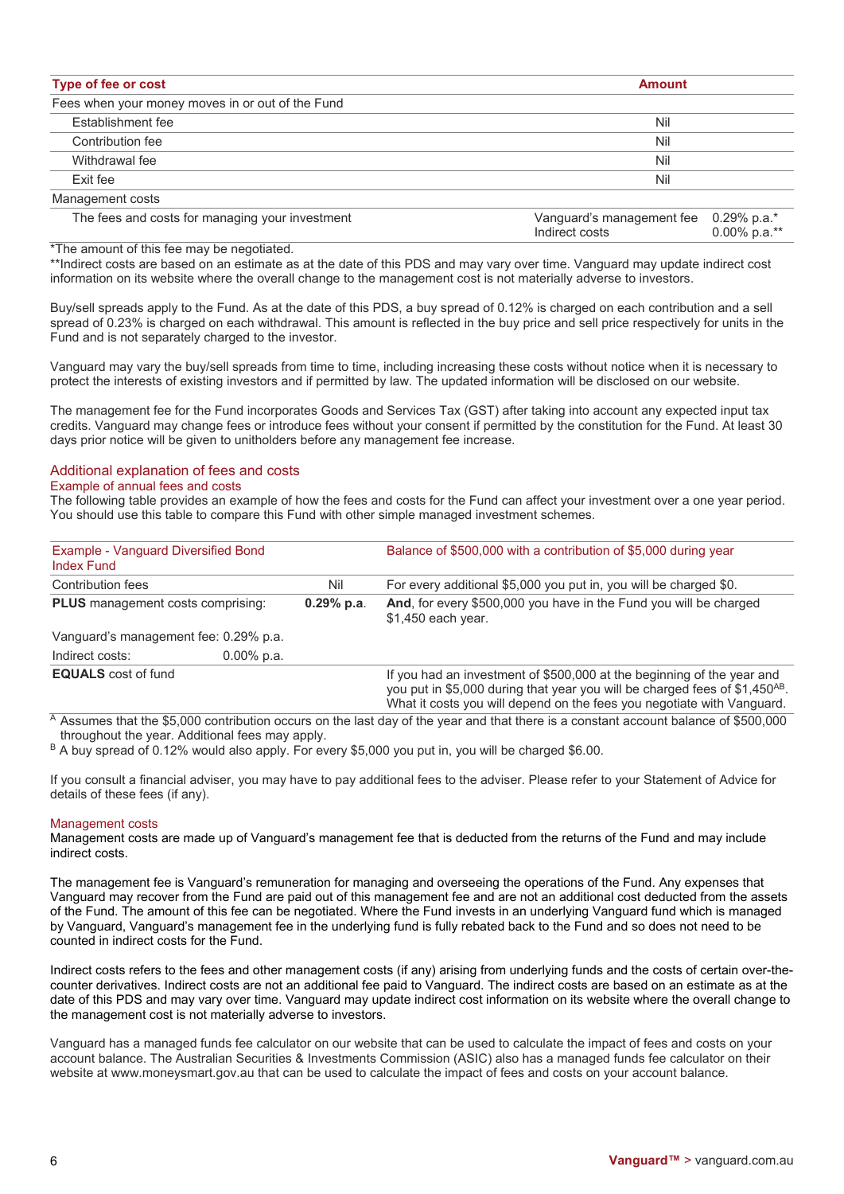| Type of fee or cost | Amount | |
|---|---|---|
| Fees when your money moves in or out of the Fund | | |
| Establishment fee | Nil | |
| Contribution fee | Nil | |
| Withdrawal fee | Nil | |
| Exit fee | Nil | |
| Management costs | | |
| The fees and costs for managing your investment | Vanguard's management fee<br>Indirect costs | 0.29% p.a.*<br>0.00% p.a.** |

*The amount of this fee may be negotiated.
**Indirect costs are based on an estimate as at the date of this PDS and may vary over time. Vanguard may update indirect cost information on its website where the overall change to the management cost is not materially adverse to investors.

Buy/sell spreads apply to the Fund. As at the date of this PDS, a buy spread of 0.12% is charged on each contribution and a sell spread of 0.23% is charged on each withdrawal. This amount is reflected in the buy price and sell price respectively for units in the Fund and is not separately charged to the investor.

Vanguard may vary the buy/sell spreads from time to time, including increasing these costs without notice when it is necessary to protect the interests of existing investors and if permitted by law. The updated information will be disclosed on our website.

The management fee for the Fund incorporates Goods and Services Tax (GST) after taking into account any expected input tax credits. Vanguard may change fees or introduce fees without your consent if permitted by the constitution for the Fund. At least 30 days prior notice will be given to unitholders before any management fee increase.

## Additional explanation of fees and costs

### Example of annual fees and costs

The following table provides an example of how the fees and costs for the Fund can affect your investment over a one year period. You should use this table to compare this Fund with other simple managed investment schemes.

| Example - Vanguard Diversified Bond Index Fund | | Balance of $500,000 with a contribution of $5,000 during year |
|---|---|---|
| Contribution fees | Nil | For every additional $5,000 you put in, you will be charged $0. |
| **PLUS** management costs comprising: | **0.29% p.a.** | **And**, for every $500,000 you have in the Fund you will be charged $1,450 each year. |
| Vanguard's management fee: 0.29% p.a. | | |
| Indirect costs: 0.00% p.a. | | |
| **EQUALS** cost of fund | | If you had an investment of $500,000 at the beginning of the year and you put in $5,000 during that year you will be charged fees of $1,450[AB]. What it costs you will depend on the fees you negotiate with Vanguard. |

[A] Assumes that the $5,000 contribution occurs on the last day of the year and that there is a constant account balance of $500,000 throughout the year. Additional fees may apply.
[B] A buy spread of 0.12% would also apply. For every $5,000 you put in, you will be charged $6.00.

If you consult a financial adviser, you may have to pay additional fees to the adviser. Please refer to your Statement of Advice for details of these fees (if any).

### Management costs

Management costs are made up of Vanguard's management fee that is deducted from the returns of the Fund and may include indirect costs.

The management fee is Vanguard's remuneration for managing and overseeing the operations of the Fund. Any expenses that Vanguard may recover from the Fund are paid out of this management fee and are not an additional cost deducted from the assets of the Fund. The amount of this fee can be negotiated. Where the Fund invests in an underlying Vanguard fund which is managed by Vanguard, Vanguard's management fee in the underlying fund is fully rebated back to the Fund and so does not need to be counted in indirect costs for the Fund.

Indirect costs refers to the fees and other management costs (if any) arising from underlying funds and the costs of certain over-the-counter derivatives. Indirect costs are not an additional fee paid to Vanguard. The indirect costs are based on an estimate as at the date of this PDS and may vary over time. Vanguard may update indirect cost information on its website where the overall change to the management cost is not materially adverse to investors.

Vanguard has a managed funds fee calculator on our website that can be used to calculate the impact of fees and costs on your account balance. The Australian Securities & Investments Commission (ASIC) also has a managed funds fee calculator on their website at www.moneysmart.gov.au that can be used to calculate the impact of fees and costs on your account balance.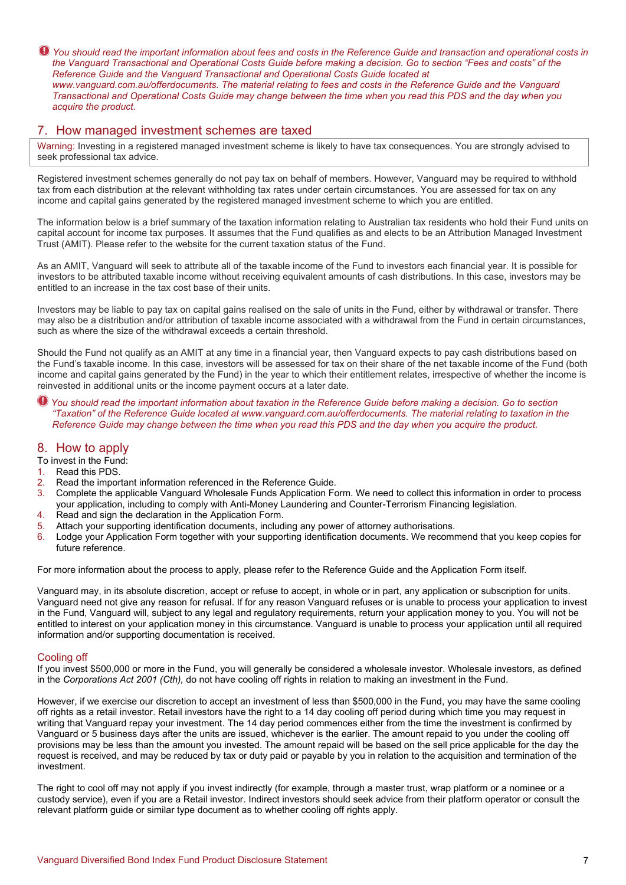*You should read the important information about fees and costs in the Reference Guide and transaction and operational costs in the Vanguard Transactional and Operational Costs Guide before making a decision. Go to section "Fees and costs" of the Reference Guide and the Vanguard Transactional and Operational Costs Guide located at www.vanguard.com.au/offerdocuments. The material relating to fees and costs in the Reference Guide and the Vanguard Transactional and Operational Costs Guide may change between the time when you read this PDS and the day when you acquire the product.*

## 7. How managed investment schemes are taxed

Warning: Investing in a registered managed investment scheme is likely to have tax consequences. You are strongly advised to seek professional tax advice.

Registered investment schemes generally do not pay tax on behalf of members. However, Vanguard may be required to withhold tax from each distribution at the relevant withholding tax rates under certain circumstances. You are assessed for tax on any income and capital gains generated by the registered managed investment scheme to which you are entitled.

The information below is a brief summary of the taxation information relating to Australian tax residents who hold their Fund units on capital account for income tax purposes. It assumes that the Fund qualifies as and elects to be an Attribution Managed Investment Trust (AMIT). Please refer to the website for the current taxation status of the Fund.

As an AMIT, Vanguard will seek to attribute all of the taxable income of the Fund to investors each financial year. It is possible for investors to be attributed taxable income without receiving equivalent amounts of cash distributions. In this case, investors may be entitled to an increase in the tax cost base of their units.

Investors may be liable to pay tax on capital gains realised on the sale of units in the Fund, either by withdrawal or transfer. There may also be a distribution and/or attribution of taxable income associated with a withdrawal from the Fund in certain circumstances, such as where the size of the withdrawal exceeds a certain threshold.

Should the Fund not qualify as an AMIT at any time in a financial year, then Vanguard expects to pay cash distributions based on the Fund's taxable income. In this case, investors will be assessed for tax on their share of the net taxable income of the Fund (both income and capital gains generated by the Fund) in the year to which their entitlement relates, irrespective of whether the income is reinvested in additional units or the income payment occurs at a later date.

*You should read the important information about taxation in the Reference Guide before making a decision. Go to section "Taxation" of the Reference Guide located at www.vanguard.com.au/offerdocuments. The material relating to taxation in the Reference Guide may change between the time when you read this PDS and the day when you acquire the product.*

## 8. How to apply

To invest in the Fund:

1. Read this PDS.
2. Read the important information referenced in the Reference Guide.
3. Complete the applicable Vanguard Wholesale Funds Application Form. We need to collect this information in order to process your application, including to comply with Anti-Money Laundering and Counter-Terrorism Financing legislation.
4. Read and sign the declaration in the Application Form.
5. Attach your supporting identification documents, including any power of attorney authorisations.
6. Lodge your Application Form together with your supporting identification documents. We recommend that you keep copies for future reference.

For more information about the process to apply, please refer to the Reference Guide and the Application Form itself.

Vanguard may, in its absolute discretion, accept or refuse to accept, in whole or in part, any application or subscription for units. Vanguard need not give any reason for refusal. If for any reason Vanguard refuses or is unable to process your application to invest in the Fund, Vanguard will, subject to any legal and regulatory requirements, return your application money to you. You will not be entitled to interest on your application money in this circumstance. Vanguard is unable to process your application until all required information and/or supporting documentation is received.

### Cooling off

If you invest $500,000 or more in the Fund, you will generally be considered a wholesale investor. Wholesale investors, as defined in the *Corporations Act 2001 (Cth)*, do not have cooling off rights in relation to making an investment in the Fund.

However, if we exercise our discretion to accept an investment of less than $500,000 in the Fund, you may have the same cooling off rights as a retail investor. Retail investors have the right to a 14 day cooling off period during which time you may request in writing that Vanguard repay your investment. The 14 day period commences either from the time the investment is confirmed by Vanguard or 5 business days after the units are issued, whichever is the earlier. The amount repaid to you under the cooling off provisions may be less than the amount you invested. The amount repaid will be based on the sell price applicable for the day the request is received, and may be reduced by tax or duty paid or payable by you in relation to the acquisition and termination of the investment.

The right to cool off may not apply if you invest indirectly (for example, through a master trust, wrap platform or a nominee or a custody service), even if you are a Retail investor. Indirect investors should seek advice from their platform operator or consult the relevant platform guide or similar type document as to whether cooling off rights apply.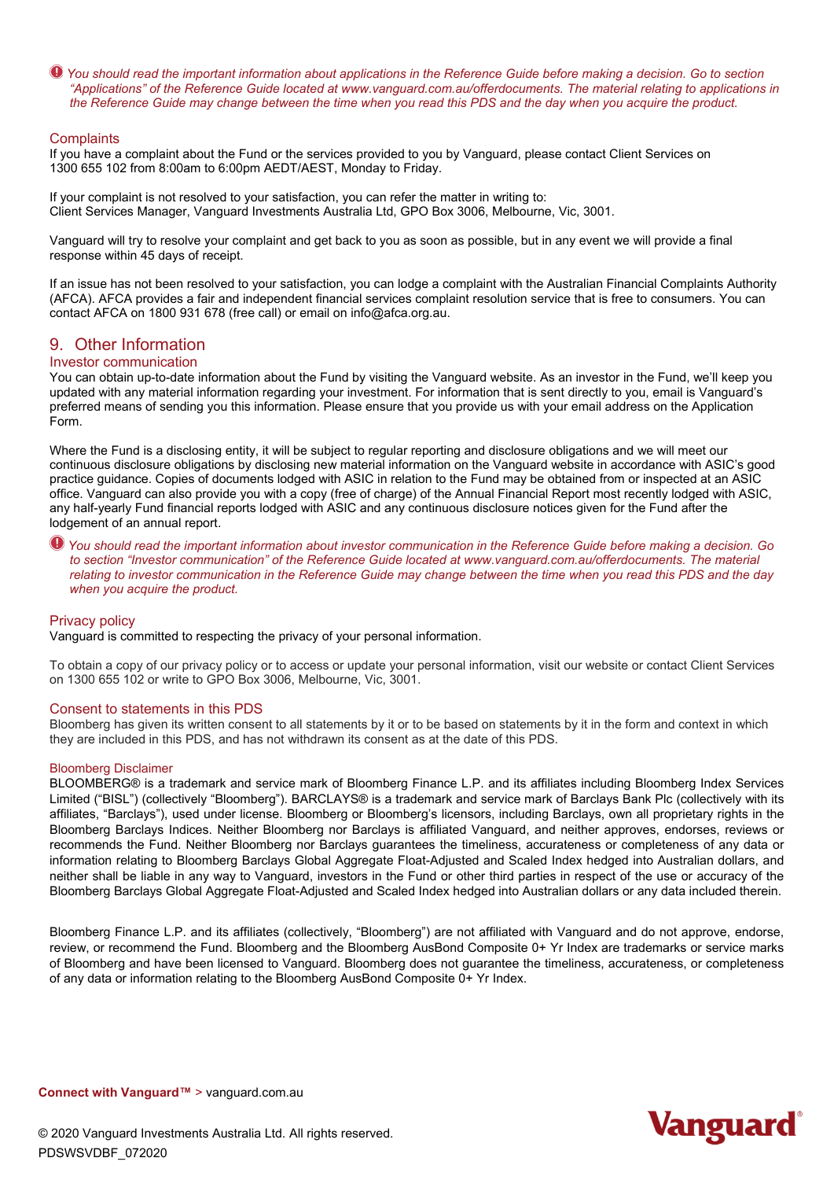*You should read the important information about applications in the Reference Guide before making a decision. Go to section "Applications" of the Reference Guide located at www.vanguard.com.au/offerdocuments. The material relating to applications in the Reference Guide may change between the time when you read this PDS and the day when you acquire the product.*

### Complaints

If you have a complaint about the Fund or the services provided to you by Vanguard, please contact Client Services on 1300 655 102 from 8:00am to 6:00pm AEDT/AEST, Monday to Friday.

If your complaint is not resolved to your satisfaction, you can refer the matter in writing to:
Client Services Manager, Vanguard Investments Australia Ltd, GPO Box 3006, Melbourne, Vic, 3001.

Vanguard will try to resolve your complaint and get back to you as soon as possible, but in any event we will provide a final response within 45 days of receipt.

If an issue has not been resolved to your satisfaction, you can lodge a complaint with the Australian Financial Complaints Authority (AFCA). AFCA provides a fair and independent financial services complaint resolution service that is free to consumers. You can contact AFCA on 1800 931 678 (free call) or email on info@afca.org.au.

## 9. Other Information

### Investor communication

You can obtain up-to-date information about the Fund by visiting the Vanguard website. As an investor in the Fund, we'll keep you updated with any material information regarding your investment. For information that is sent directly to you, email is Vanguard's preferred means of sending you this information. Please ensure that you provide us with your email address on the Application Form.

Where the Fund is a disclosing entity, it will be subject to regular reporting and disclosure obligations and we will meet our continuous disclosure obligations by disclosing new material information on the Vanguard website in accordance with ASIC's good practice guidance. Copies of documents lodged with ASIC in relation to the Fund may be obtained from or inspected at an ASIC office. Vanguard can also provide you with a copy (free of charge) of the Annual Financial Report most recently lodged with ASIC, any half-yearly Fund financial reports lodged with ASIC and any continuous disclosure notices given for the Fund after the lodgement of an annual report.

*You should read the important information about investor communication in the Reference Guide before making a decision. Go to section "Investor communication" of the Reference Guide located at www.vanguard.com.au/offerdocuments. The material relating to investor communication in the Reference Guide may change between the time when you read this PDS and the day when you acquire the product.*

### Privacy policy

Vanguard is committed to respecting the privacy of your personal information.

To obtain a copy of our privacy policy or to access or update your personal information, visit our website or contact Client Services on 1300 655 102 or write to GPO Box 3006, Melbourne, Vic, 3001.

### Consent to statements in this PDS

Bloomberg has given its written consent to all statements by it or to be based on statements by it in the form and context in which they are included in this PDS, and has not withdrawn its consent as at the date of this PDS.

#### Bloomberg Disclaimer

BLOOMBERG® is a trademark and service mark of Bloomberg Finance L.P. and its affiliates including Bloomberg Index Services Limited ("BISL") (collectively "Bloomberg"). BARCLAYS® is a trademark and service mark of Barclays Bank Plc (collectively with its affiliates, "Barclays"), used under license. Bloomberg or Bloomberg's licensors, including Barclays, own all proprietary rights in the Bloomberg Barclays Indices. Neither Bloomberg nor Barclays is affiliated Vanguard, and neither approves, endorses, reviews or recommends the Fund. Neither Bloomberg nor Barclays guarantees the timeliness, accurateness or completeness of any data or information relating to Bloomberg Barclays Global Aggregate Float-Adjusted and Scaled Index hedged into Australian dollars, and neither shall be liable in any way to Vanguard, investors in the Fund or other third parties in respect of the use or accuracy of the Bloomberg Barclays Global Aggregate Float-Adjusted and Scaled Index hedged into Australian dollars or any data included therein.

Bloomberg Finance L.P. and its affiliates (collectively, "Bloomberg") are not affiliated with Vanguard and do not approve, endorse, review, or recommend the Fund. Bloomberg and the Bloomberg AusBond Composite 0+ Yr Index are trademarks or service marks of Bloomberg and have been licensed to Vanguard. Bloomberg does not guarantee the timeliness, accurateness, or completeness of any data or information relating to the Bloomberg AusBond Composite 0+ Yr Index.

**Connect with Vanguard™** > vanguard.com.au

© 2020 Vanguard Investments Australia Ltd. All rights reserved.
PDSWSVDBF_072020